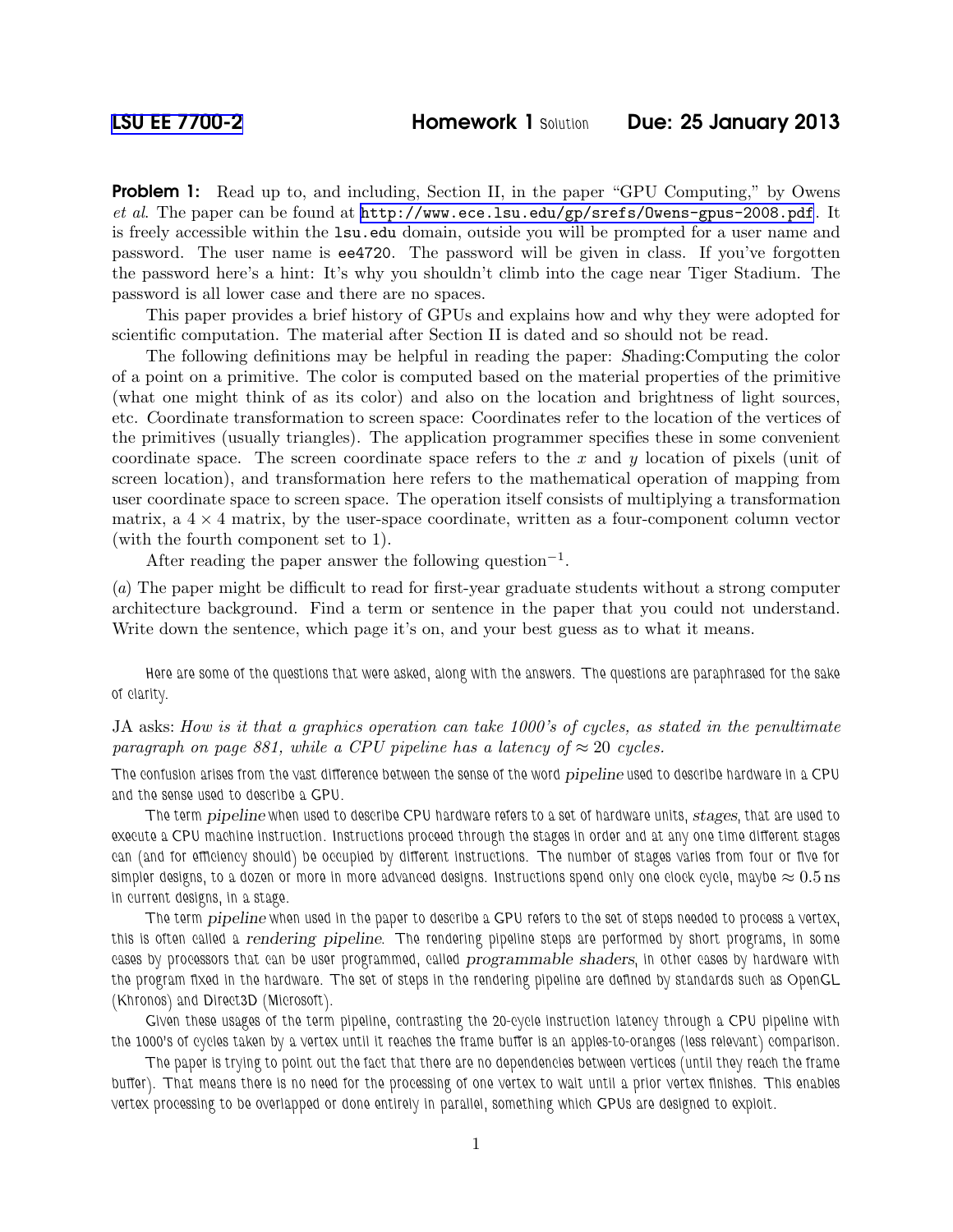LSU EE 7700-2 **Homework 1** Solution **Due: 25 January 2013**

**Problem 1:** Read up to, and including, Section II, in the paper "GPU Computing," by Owens *et al*. The paper can be found at http://www.ece.lsu.edu/gp/srefs/Owens-gpus-2008.pdf. It is freely accessible within the lsu.edu domain, outside you will be prompted for a user name and password. The user name is ee4720. The password will be given in class. If you've forgotten the password here's a hint: It's why you shouldn't climb into the cage near Tiger Stadium. The password is all lower case and there are no spaces.

This paper provides a brief history of GPUs and explains how and why they were adopted for scientific computation. The material after Section II is dated and so should not be read.

The following definitions may be helpful in reading the paper: *S*hading:Computing the color of a point on a primitive. The color is computed based on the material properties of the primitive (what one might think of as its color) and also on the location and brightness of light sources, etc. *C*oordinate transformation to screen space: Coordinates refer to the location of the vertices of the primitives (usually triangles). The application programmer specifies these in some convenient coordinate space. The screen coordinate space refers to the $x$ and $y$ location of pixels (unit of screen location), and transformation here refers to the mathematical operation of mapping from user coordinate space to screen space. The operation itself consists of multiplying a transformation matrix, a $4 \times 4$ matrix, by the user-space coordinate, written as a four-component column vector (with the fourth component set to 1).

After reading the paper answer the following question$^{-1}$.

(*a*) The paper might be difficult to read for first-year graduate students without a strong computer architecture background. Find a term or sentence in the paper that you could not understand. Write down the sentence, which page it's on, and your best guess as to what it means.

Here are some of the questions that were asked, along with the answers. The questions are paraphrased for the sake of clarity.

JA asks: *How is it that a graphics operation can take 1000's of cycles, as stated in the penultimate paragraph on page 881, while a CPU pipeline has a latency of $\approx 20$ cycles.*

The confusion arises from the vast difference between the sense of the word *pipeline* used to describe hardware in a CPU and the sense used to describe a GPU.

The term *pipeline* when used to describe CPU hardware refers to a set of hardware units, *stages*, that are used to execute a CPU machine instruction. Instructions proceed through the stages in order and at any one time different stages can (and for efficiency should) be occupied by different instructions. The number of stages varies from four or five for simpler designs, to a dozen or more in more advanced designs. Instructions spend only one clock cycle, maybe $\approx 0.5\,\text{ns}$ in current designs, in a stage.

The term *pipeline* when used in the paper to describe a GPU refers to the set of steps needed to process a vertex, this is often called a *rendering pipeline*. The rendering pipeline steps are performed by short programs, in some cases by processors that can be user programmed, called *programmable shaders*, in other cases by hardware with the program fixed in the hardware. The set of steps in the rendering pipeline are defined by standards such as OpenGL (Khronos) and Direct3D (Microsoft).

Given these usages of the term pipeline, contrasting the 20-cycle instruction latency through a CPU pipeline with the 1000's of cycles taken by a vertex until it reaches the frame buffer is an apples-to-oranges (less relevant) comparison.

The paper is trying to point out the fact that there are no dependencies between vertices (until they reach the frame buffer). That means there is no need for the processing of one vertex to wait until a prior vertex finishes. This enables vertex processing to be overlapped or done entirely in parallel, something which GPUs are designed to exploit.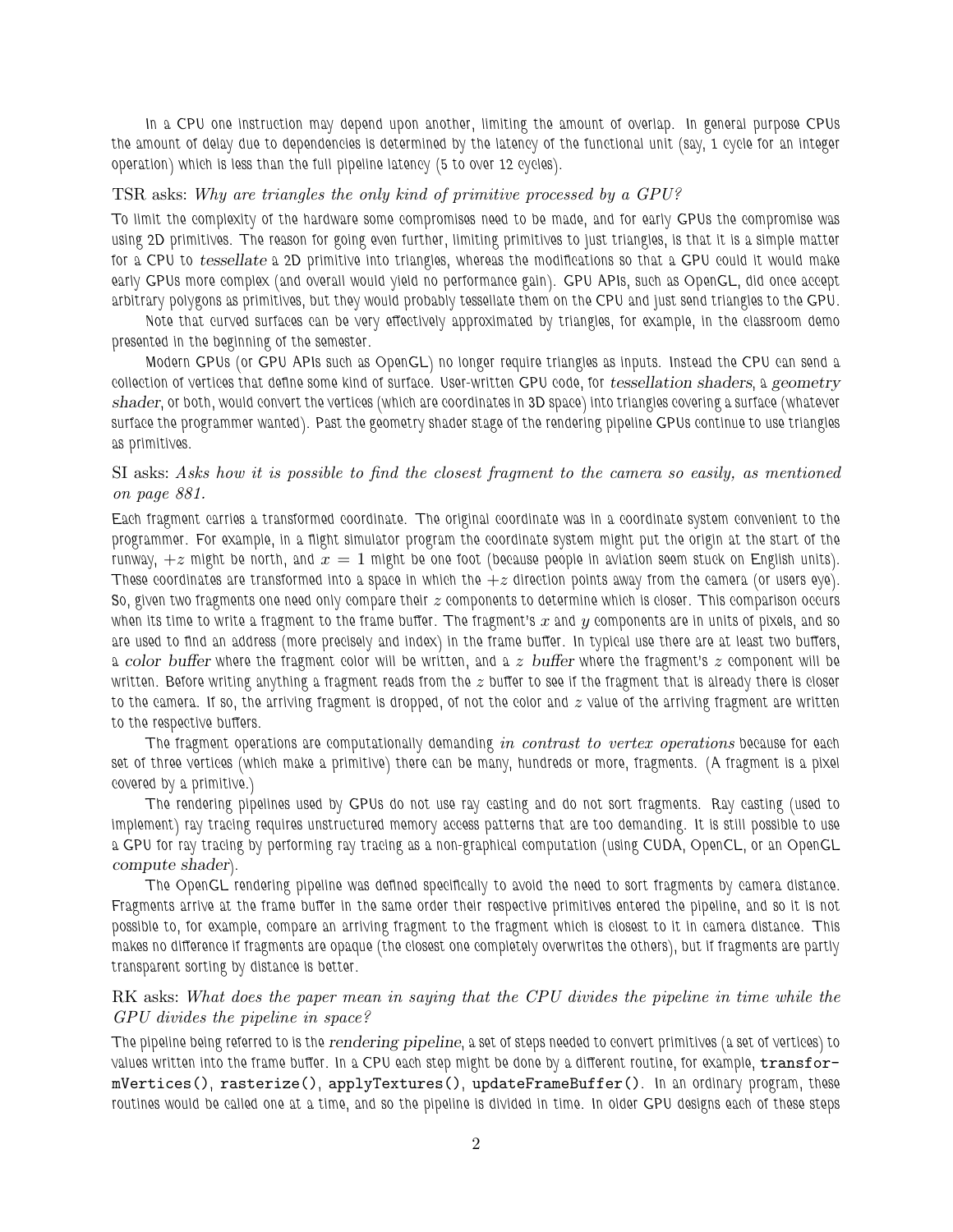In a CPU one instruction may depend upon another, limiting the amount of overlap. In general purpose CPUs the amount of delay due to dependencies is determined by the latency of the functional unit (say, 1 cycle for an integer operation) which is less than the full pipeline latency (5 to over 12 cycles).

TSR asks: *Why are triangles the only kind of primitive processed by a GPU?*

To limit the complexity of the hardware some compromises need to be made, and for early GPUs the compromise was using 2D primitives. The reason for going even further, limiting primitives to just triangles, is that it is a simple matter for a CPU to *tessellate* a 2D primitive into triangles, whereas the modifications so that a GPU could it would make early GPUs more complex (and overall would yield no performance gain). GPU APIs, such as OpenGL, did once accept arbitrary polygons as primitives, but they would probably tessellate them on the CPU and just send triangles to the GPU.

Note that curved surfaces can be very effectively approximated by triangles, for example, in the classroom demo presented in the beginning of the semester.

Modern GPUs (or GPU APIs such as OpenGL) no longer require triangles as inputs. Instead the CPU can send a collection of vertices that define some kind of surface. User-written GPU code, for *tessellation shaders*, a *geometry shader*, or both, would convert the vertices (which are coordinates in 3D space) into triangles covering a surface (whatever surface the programmer wanted). Past the geometry shader stage of the rendering pipeline GPUs continue to use triangles as primitives.

SI asks: *Asks how it is possible to find the closest fragment to the camera so easily, as mentioned on page 881.*

Each fragment carries a transformed coordinate. The original coordinate was in a coordinate system convenient to the programmer. For example, in a flight simulator program the coordinate system might put the origin at the start of the runway, $+z$ might be north, and $x = 1$ might be one foot (because people in aviation seem stuck on English units). These coordinates are transformed into a space in which the $+z$ direction points away from the camera (or users eye). So, given two fragments one need only compare their $z$ components to determine which is closer. This comparison occurs when its time to write a fragment to the frame buffer. The fragment's $x$ and $y$ components are in units of pixels, and so are used to find an address (more precisely and index) in the frame buffer. In typical use there are at least two buffers, a *color buffer* where the fragment color will be written, and a $z$ *buffer* where the fragment's $z$ component will be written. Before writing anything a fragment reads from the $z$ buffer to see if the fragment that is already there is closer to the camera. If so, the arriving fragment is dropped, of not the color and $z$ value of the arriving fragment are written to the respective buffers.

The fragment operations are computationally demanding *in contrast to vertex operations* because for each set of three vertices (which make a primitive) there can be many, hundreds or more, fragments. (A fragment is a pixel covered by a primitive.)

The rendering pipelines used by GPUs do not use ray casting and do not sort fragments. Ray casting (used to implement) ray tracing requires unstructured memory access patterns that are too demanding. It is still possible to use a GPU for ray tracing by performing ray tracing as a non-graphical computation (using CUDA, OpenCL, or an OpenGL *compute shader*).

The OpenGL rendering pipeline was defined specifically to avoid the need to sort fragments by camera distance. Fragments arrive at the frame buffer in the same order their respective primitives entered the pipeline, and so it is not possible to, for example, compare an arriving fragment to the fragment which is closest to it in camera distance. This makes no difference if fragments are opaque (the closest one completely overwrites the others), but if fragments are partly transparent sorting by distance is better.

RK asks: *What does the paper mean in saying that the CPU divides the pipeline in time while the GPU divides the pipeline in space?*

The pipeline being referred to is the *rendering pipeline*, a set of steps needed to convert primitives (a set of vertices) to values written into the frame buffer. In a CPU each step might be done by a different routine, for example, `transformVertices()`, `rasterize()`, `applyTextures()`, `updateFrameBuffer()`. In an ordinary program, these routines would be called one at a time, and so the pipeline is divided in time. In older GPU designs each of these steps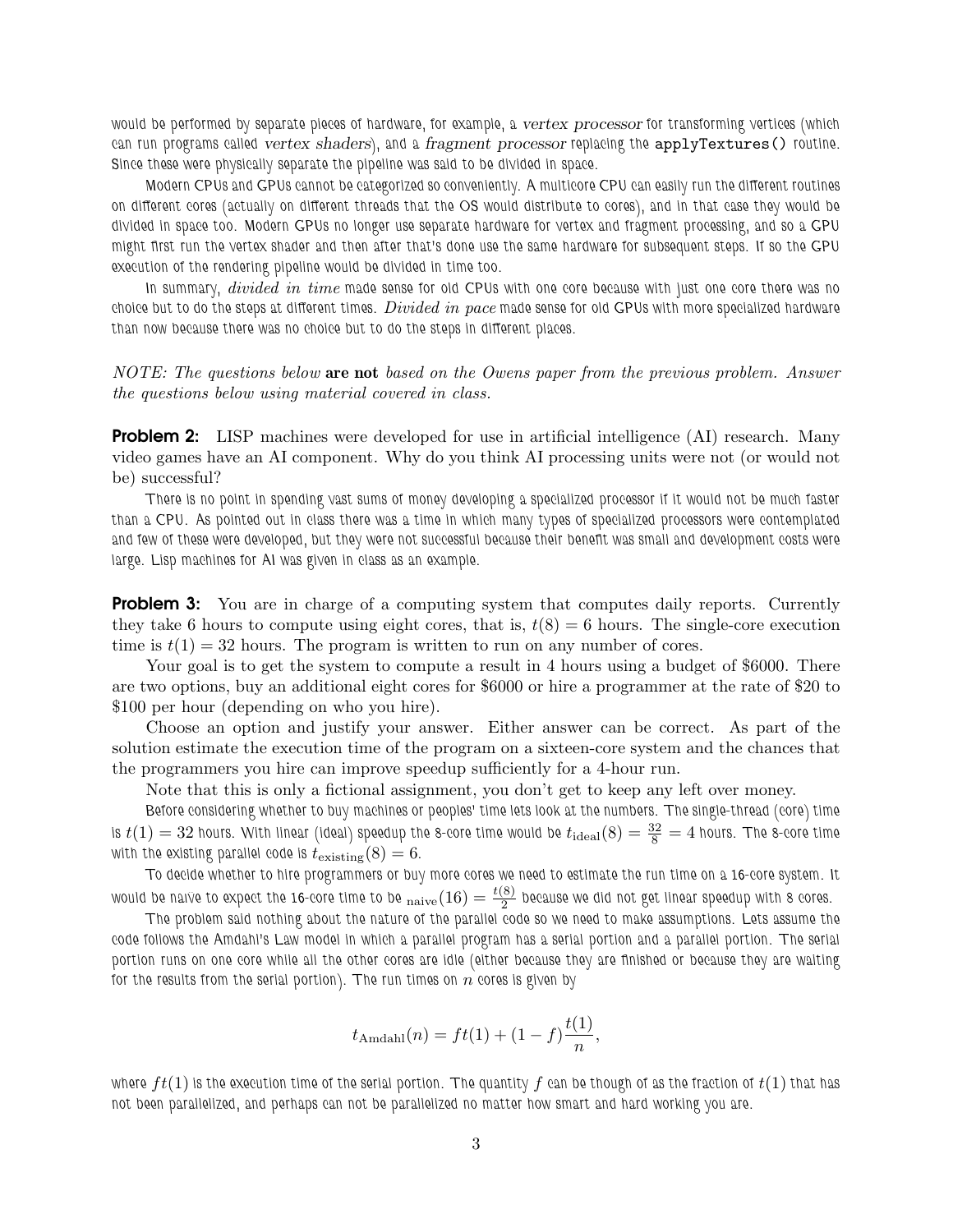would be performed by separate pieces of hardware, for example, a *vertex processor* for transforming vertices (which can run programs called *vertex shaders*), and a *fragment processor* replacing the `applyTextures()` routine. Since these were physically separate the pipeline was said to be divided in space.

Modern CPUs and GPUs cannot be categorized so conveniently. A multicore CPU can easily run the different routines on different cores (actually on different threads that the OS would distribute to cores), and in that case they would be divided in space too. Modern GPUs no longer use separate hardware for vertex and fragment processing, and so a GPU might first run the vertex shader and then after that's done use the same hardware for subsequent steps. If so the GPU execution of the rendering pipeline would be divided in time too.

In summary, *divided in time* made sense for old CPUs with one core because with just one core there was no choice but to do the steps at different times. *Divided in pace* made sense for old GPUs with more specialized hardware than now because there was no choice but to do the steps in different places.

*NOTE: The questions below* **are not** *based on the Owens paper from the previous problem. Answer the questions below using material covered in class.*

**Problem 2:** LISP machines were developed for use in artificial intelligence (AI) research. Many video games have an AI component. Why do you think AI processing units were not (or would not be) successful?

There is no point in spending vast sums of money developing a specialized processor if it would not be much faster than a CPU. As pointed out in class there was a time in which many types of specialized processors were contemplated and few of these were developed, but they were not successful because their benefit was small and development costs were large. Lisp machines for AI was given in class as an example.

**Problem 3:** You are in charge of a computing system that computes daily reports. Currently they take 6 hours to compute using eight cores, that is, $t(8) = 6$ hours. The single-core execution time is $t(1) = 32$ hours. The program is written to run on any number of cores.

Your goal is to get the system to compute a result in 4 hours using a budget of \$6000. There are two options, buy an additional eight cores for \$6000 or hire a programmer at the rate of \$20 to \$100 per hour (depending on who you hire).

Choose an option and justify your answer. Either answer can be correct. As part of the solution estimate the execution time of the program on a sixteen-core system and the chances that the programmers you hire can improve speedup sufficiently for a 4-hour run.

Note that this is only a fictional assignment, you don't get to keep any left over money.

Before considering whether to buy machines or peoples' time lets look at the numbers. The single-thread (core) time is $t(1) = 32$ hours. With linear (ideal) speedup the 8-core time would be $t_{\text{ideal}}(8) = \frac{32}{8} = 4$ hours. The 8-core time with the existing parallel code is $t_{\text{existing}}(8) = 6$.

To decide whether to hire programmers or buy more cores we need to estimate the run time on a 16-core system. It would be naive to expect the 16-core time to be $_{\text{naive}}(16) = \frac{t(8)}{2}$ because we did not get linear speedup with 8 cores.

The problem said nothing about the nature of the parallel code so we need to make assumptions. Lets assume the code follows the Amdahl's Law model in which a parallel program has a serial portion and a parallel portion. The serial portion runs on one core while all the other cores are idle (either because they are finished or because they are waiting for the results from the serial portion). The run times on $n$ cores is given by

$$t_{\text{Amdahl}}(n) = ft(1) + (1-f)\frac{t(1)}{n},$$

where $ft(1)$ is the execution time of the serial portion. The quantity $f$ can be though of as the fraction of $t(1)$ that has not been parallelized, and perhaps can not be parallelized no matter how smart and hard working you are.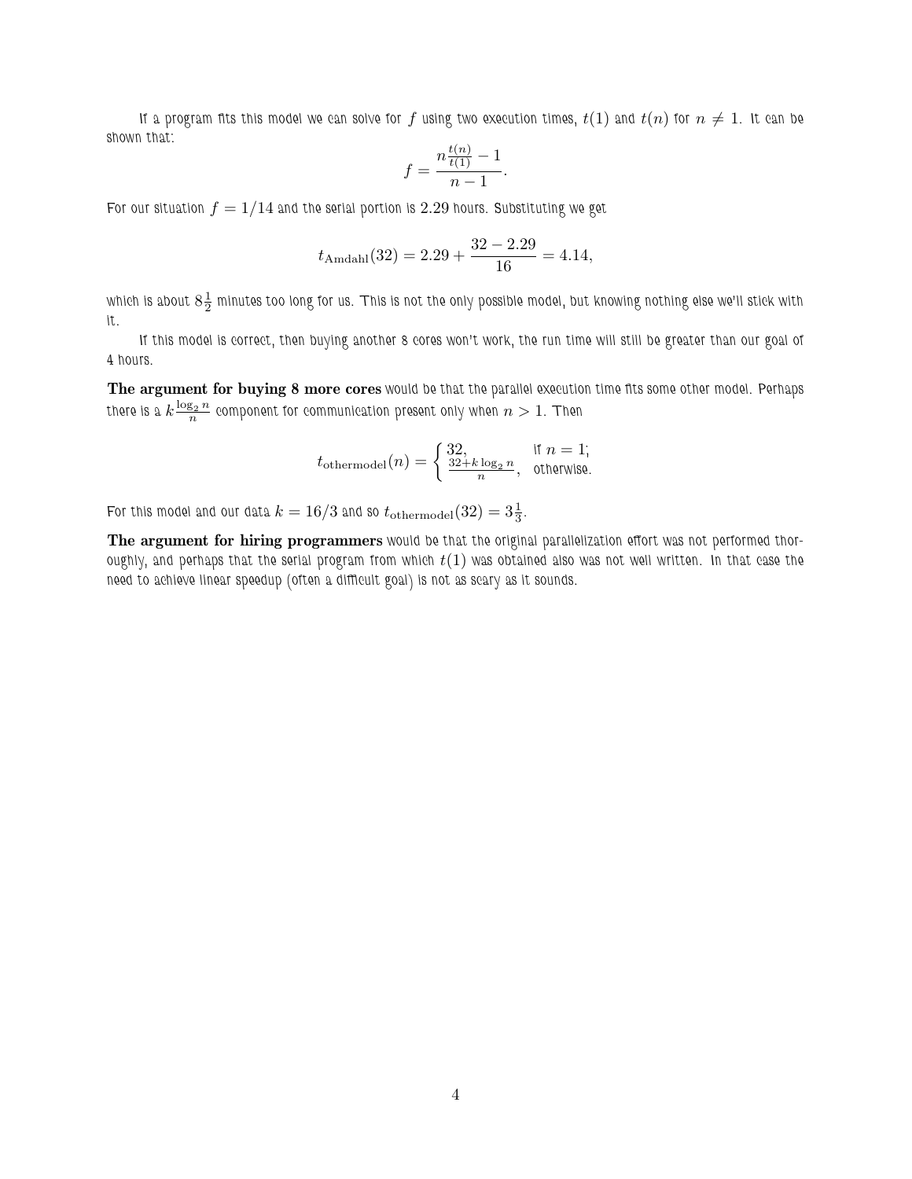If a program fits this model we can solve for $f$ using two execution times, $t(1)$ and $t(n)$ for $n \neq 1$. It can be shown that:

$$f = \frac{n\frac{t(n)}{t(1)} - 1}{n-1}.$$

For our situation $f = 1/14$ and the serial portion is $2.29$ hours. Substituting we get

$$t_{\text{Amdahl}}(32) = 2.29 + \frac{32 - 2.29}{16} = 4.14,$$

which is about $8\frac{1}{2}$ minutes too long for us. This is not the only possible model, but knowing nothing else we'll stick with it.

If this model is correct, then buying another 8 cores won't work, the run time will still be greater than our goal of 4 hours.

**The argument for buying 8 more cores** would be that the parallel execution time fits some other model. Perhaps there is a $k\frac{\log_2 n}{n}$ component for communication present only when $n > 1$. Then

$$t_{\text{othermodel}}(n) = \begin{cases} 32, & \text{if } n = 1; \\ \frac{32 + k \log_2 n}{n}, & \text{otherwise.} \end{cases}$$

For this model and our data $k = 16/3$ and so $t_{\text{othermodel}}(32) = 3\frac{1}{3}$.

**The argument for hiring programmers** would be that the original parallelization effort was not performed thoroughly, and perhaps that the serial program from which $t(1)$ was obtained also was not well written. In that case the need to achieve linear speedup (often a difficult goal) is not as scary as it sounds.